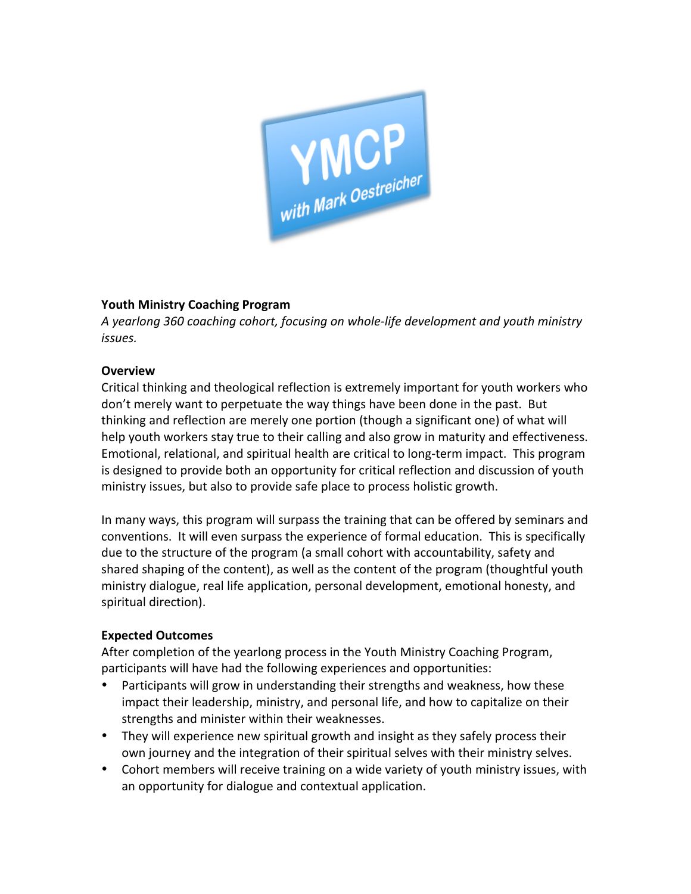YMCP
with Mark Oestreicher

**Youth Ministry Coaching Program**
*A yearlong 360 coaching cohort, focusing on whole-life development and youth ministry issues.*

**Overview**
Critical thinking and theological reflection is extremely important for youth workers who don't merely want to perpetuate the way things have been done in the past. But thinking and reflection are merely one portion (though a significant one) of what will help youth workers stay true to their calling and also grow in maturity and effectiveness. Emotional, relational, and spiritual health are critical to long-term impact. This program is designed to provide both an opportunity for critical reflection and discussion of youth ministry issues, but also to provide safe place to process holistic growth.

In many ways, this program will surpass the training that can be offered by seminars and conventions. It will even surpass the experience of formal education. This is specifically due to the structure of the program (a small cohort with accountability, safety and shared shaping of the content), as well as the content of the program (thoughtful youth ministry dialogue, real life application, personal development, emotional honesty, and spiritual direction).

**Expected Outcomes**
After completion of the yearlong process in the Youth Ministry Coaching Program, participants will have had the following experiences and opportunities:

- Participants will grow in understanding their strengths and weakness, how these impact their leadership, ministry, and personal life, and how to capitalize on their strengths and minister within their weaknesses.
- They will experience new spiritual growth and insight as they safely process their own journey and the integration of their spiritual selves with their ministry selves.
- Cohort members will receive training on a wide variety of youth ministry issues, with an opportunity for dialogue and contextual application.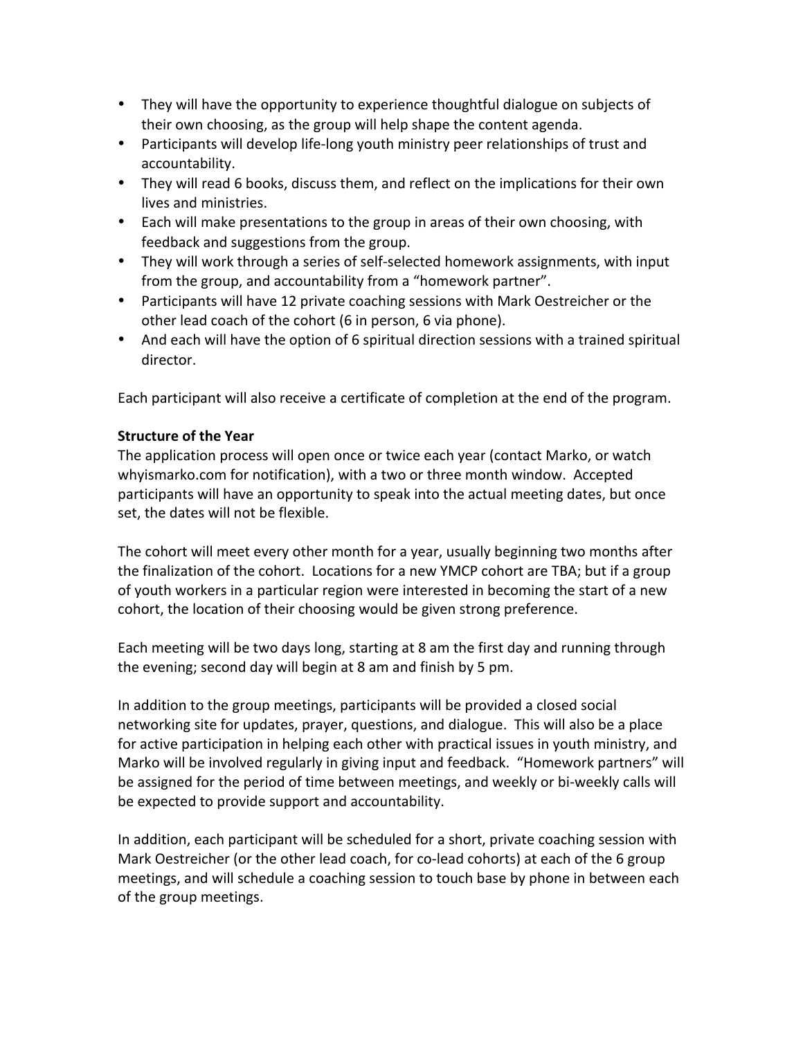- They will have the opportunity to experience thoughtful dialogue on subjects of their own choosing, as the group will help shape the content agenda.
- Participants will develop life-long youth ministry peer relationships of trust and accountability.
- They will read 6 books, discuss them, and reflect on the implications for their own lives and ministries.
- Each will make presentations to the group in areas of their own choosing, with feedback and suggestions from the group.
- They will work through a series of self-selected homework assignments, with input from the group, and accountability from a "homework partner".
- Participants will have 12 private coaching sessions with Mark Oestreicher or the other lead coach of the cohort (6 in person, 6 via phone).
- And each will have the option of 6 spiritual direction sessions with a trained spiritual director.

Each participant will also receive a certificate of completion at the end of the program.

**Structure of the Year**

The application process will open once or twice each year (contact Marko, or watch whyismarko.com for notification), with a two or three month window. Accepted participants will have an opportunity to speak into the actual meeting dates, but once set, the dates will not be flexible.

The cohort will meet every other month for a year, usually beginning two months after the finalization of the cohort. Locations for a new YMCP cohort are TBA; but if a group of youth workers in a particular region were interested in becoming the start of a new cohort, the location of their choosing would be given strong preference.

Each meeting will be two days long, starting at 8 am the first day and running through the evening; second day will begin at 8 am and finish by 5 pm.

In addition to the group meetings, participants will be provided a closed social networking site for updates, prayer, questions, and dialogue. This will also be a place for active participation in helping each other with practical issues in youth ministry, and Marko will be involved regularly in giving input and feedback. "Homework partners" will be assigned for the period of time between meetings, and weekly or bi-weekly calls will be expected to provide support and accountability.

In addition, each participant will be scheduled for a short, private coaching session with Mark Oestreicher (or the other lead coach, for co-lead cohorts) at each of the 6 group meetings, and will schedule a coaching session to touch base by phone in between each of the group meetings.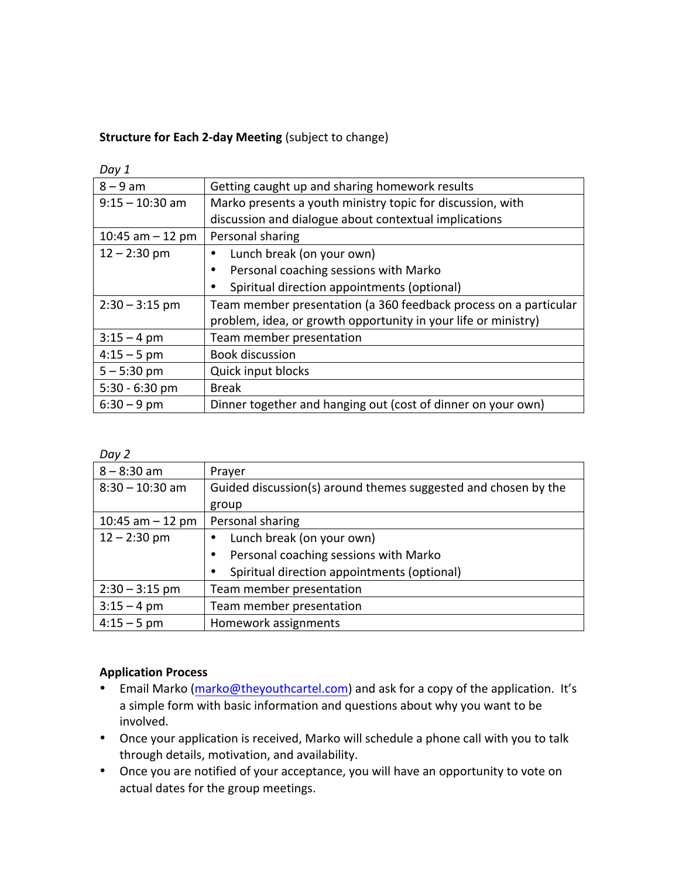**Structure for Each 2-day Meeting** (subject to change)

*Day 1*

| | |
|---|---|
| 8 – 9 am | Getting caught up and sharing homework results |
| 9:15 – 10:30 am | Marko presents a youth ministry topic for discussion, with discussion and dialogue about contextual implications |
| 10:45 am – 12 pm | Personal sharing |
| 12 – 2:30 pm | • Lunch break (on your own)<br>• Personal coaching sessions with Marko<br>• Spiritual direction appointments (optional) |
| 2:30 – 3:15 pm | Team member presentation (a 360 feedback process on a particular problem, idea, or growth opportunity in your life or ministry) |
| 3:15 – 4 pm | Team member presentation |
| 4:15 – 5 pm | Book discussion |
| 5 – 5:30 pm | Quick input blocks |
| 5:30 - 6:30 pm | Break |
| 6:30 – 9 pm | Dinner together and hanging out (cost of dinner on your own) |

*Day 2*

| | |
|---|---|
| 8 – 8:30 am | Prayer |
| 8:30 – 10:30 am | Guided discussion(s) around themes suggested and chosen by the group |
| 10:45 am – 12 pm | Personal sharing |
| 12 – 2:30 pm | • Lunch break (on your own)<br>• Personal coaching sessions with Marko<br>• Spiritual direction appointments (optional) |
| 2:30 – 3:15 pm | Team member presentation |
| 3:15 – 4 pm | Team member presentation |
| 4:15 – 5 pm | Homework assignments |

**Application Process**

- Email Marko (marko@theyouthcartel.com) and ask for a copy of the application. It's a simple form with basic information and questions about why you want to be involved.
- Once your application is received, Marko will schedule a phone call with you to talk through details, motivation, and availability.
- Once you are notified of your acceptance, you will have an opportunity to vote on actual dates for the group meetings.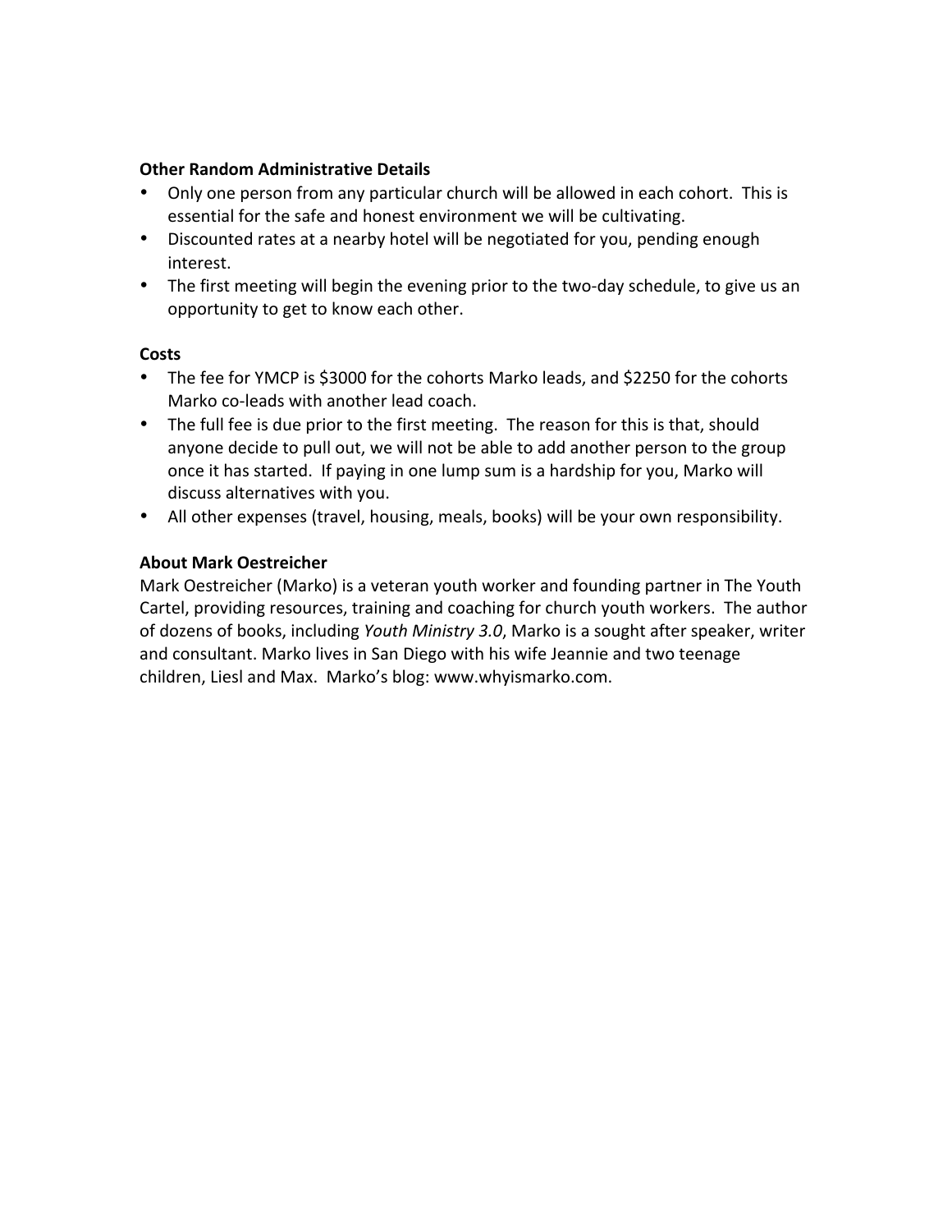**Other Random Administrative Details**

- Only one person from any particular church will be allowed in each cohort. This is essential for the safe and honest environment we will be cultivating.
- Discounted rates at a nearby hotel will be negotiated for you, pending enough interest.
- The first meeting will begin the evening prior to the two-day schedule, to give us an opportunity to get to know each other.

**Costs**

- The fee for YMCP is $3000 for the cohorts Marko leads, and $2250 for the cohorts Marko co-leads with another lead coach.
- The full fee is due prior to the first meeting. The reason for this is that, should anyone decide to pull out, we will not be able to add another person to the group once it has started. If paying in one lump sum is a hardship for you, Marko will discuss alternatives with you.
- All other expenses (travel, housing, meals, books) will be your own responsibility.

**About Mark Oestreicher**

Mark Oestreicher (Marko) is a veteran youth worker and founding partner in The Youth Cartel, providing resources, training and coaching for church youth workers. The author of dozens of books, including *Youth Ministry 3.0*, Marko is a sought after speaker, writer and consultant. Marko lives in San Diego with his wife Jeannie and two teenage children, Liesl and Max. Marko's blog: www.whyismarko.com.